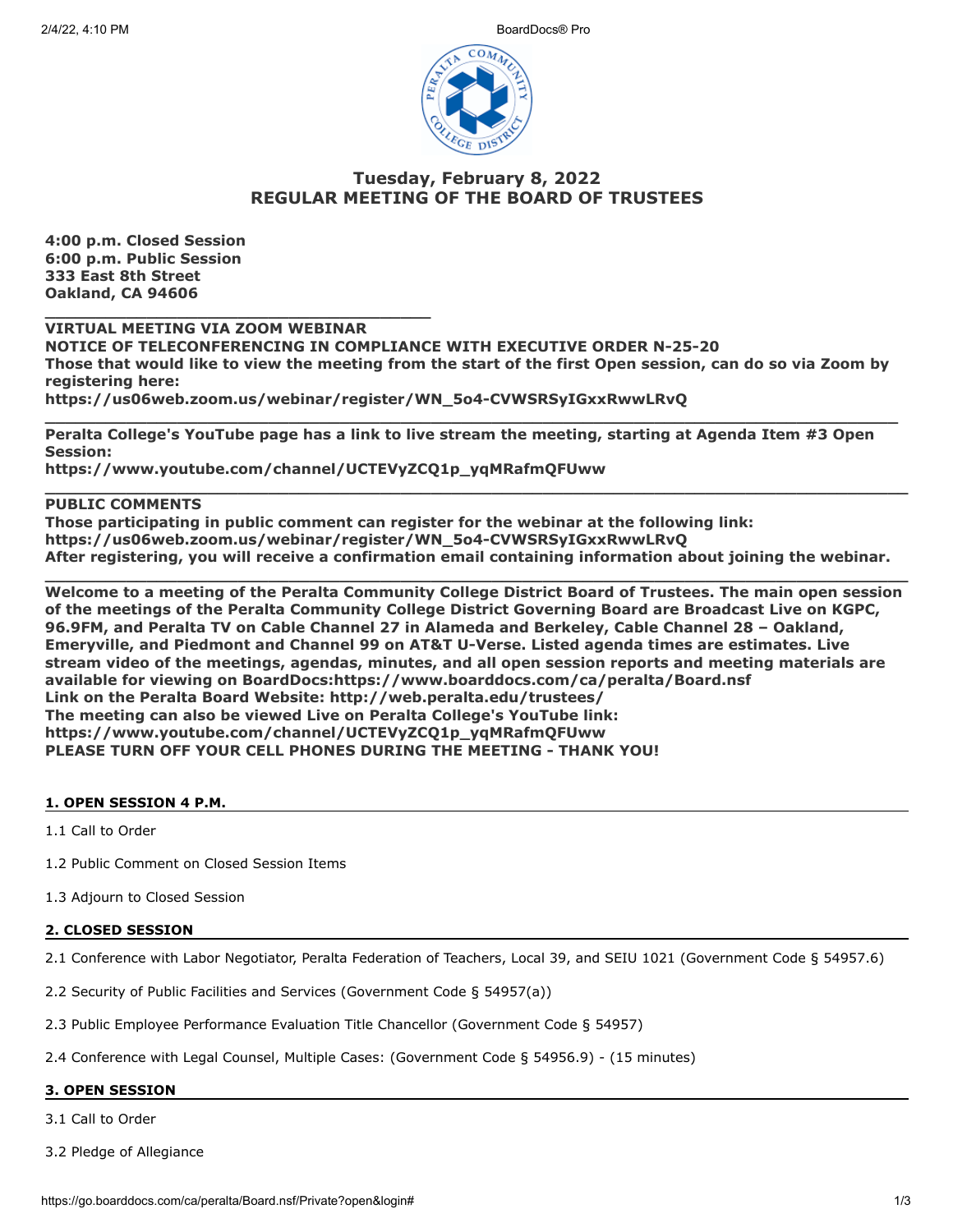# Tuesday, February 8, 2022
# REGULAR MEETING OF THE BOARD OF TRUSTEES

**4:00 p.m. Closed Session**
**6:00 p.m. Public Session**
**333 East 8th Street**
**Oakland, CA 94606**

---

**VIRTUAL MEETING VIA ZOOM WEBINAR**
**NOTICE OF TELECONFERENCING IN COMPLIANCE WITH EXECUTIVE ORDER N-25-20**
**Those that would like to view the meeting from the start of the first Open session, can do so via Zoom by registering here:**
**https://us06web.zoom.us/webinar/register/WN_5o4-CVWSRSyIGxxRwwLRvQ**

---

**Peralta College's YouTube page has a link to live stream the meeting, starting at Agenda Item #3 Open Session:**
**https://www.youtube.com/channel/UCTEVyZCQ1p_yqMRafmQFUww**

---

**PUBLIC COMMENTS**
**Those participating in public comment can register for the webinar at the following link:**
**https://us06web.zoom.us/webinar/register/WN_5o4-CVWSRSyIGxxRwwLRvQ**
**After registering, you will receive a confirmation email containing information about joining the webinar.**

---

**Welcome to a meeting of the Peralta Community College District Board of Trustees. The main open session of the meetings of the Peralta Community College District Governing Board are Broadcast Live on KGPC, 96.9FM, and Peralta TV on Cable Channel 27 in Alameda and Berkeley, Cable Channel 28 – Oakland, Emeryville, and Piedmont and Channel 99 on AT&T U-Verse. Listed agenda times are estimates. Live stream video of the meetings, agendas, minutes, and all open session reports and meeting materials are available for viewing on BoardDocs:https://www.boarddocs.com/ca/peralta/Board.nsf**
**Link on the Peralta Board Website: http://web.peralta.edu/trustees/**
**The meeting can also be viewed Live on Peralta College's YouTube link:**
**https://www.youtube.com/channel/UCTEVyZCQ1p_yqMRafmQFUww**
**PLEASE TURN OFF YOUR CELL PHONES DURING THE MEETING - THANK YOU!**

## 1. OPEN SESSION 4 P.M.

1.1 Call to Order

1.2 Public Comment on Closed Session Items

1.3 Adjourn to Closed Session

## 2. CLOSED SESSION

2.1 Conference with Labor Negotiator, Peralta Federation of Teachers, Local 39, and SEIU 1021 (Government Code § 54957.6)

2.2 Security of Public Facilities and Services (Government Code § 54957(a))

2.3 Public Employee Performance Evaluation Title Chancellor (Government Code § 54957)

2.4 Conference with Legal Counsel, Multiple Cases: (Government Code § 54956.9) - (15 minutes)

## 3. OPEN SESSION

3.1 Call to Order

3.2 Pledge of Allegiance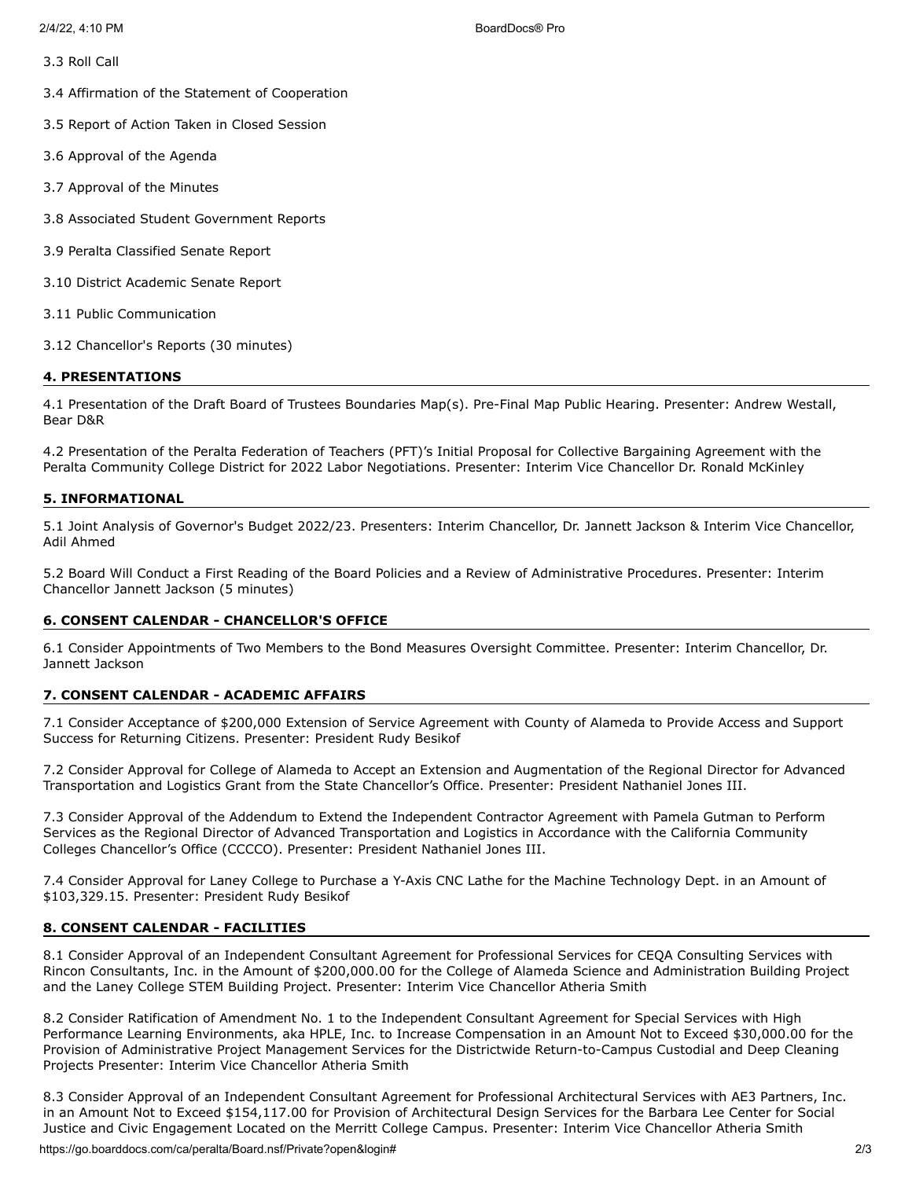3.3 Roll Call

3.4 Affirmation of the Statement of Cooperation

3.5 Report of Action Taken in Closed Session

3.6 Approval of the Agenda

3.7 Approval of the Minutes

3.8 Associated Student Government Reports

3.9 Peralta Classified Senate Report

3.10 District Academic Senate Report

3.11 Public Communication

3.12 Chancellor's Reports (30 minutes)

## 4. PRESENTATIONS

4.1 Presentation of the Draft Board of Trustees Boundaries Map(s). Pre-Final Map Public Hearing. Presenter: Andrew Westall, Bear D&R

4.2 Presentation of the Peralta Federation of Teachers (PFT)'s Initial Proposal for Collective Bargaining Agreement with the Peralta Community College District for 2022 Labor Negotiations. Presenter: Interim Vice Chancellor Dr. Ronald McKinley

## 5. INFORMATIONAL

5.1 Joint Analysis of Governor's Budget 2022/23. Presenters: Interim Chancellor, Dr. Jannett Jackson & Interim Vice Chancellor, Adil Ahmed

5.2 Board Will Conduct a First Reading of the Board Policies and a Review of Administrative Procedures. Presenter: Interim Chancellor Jannett Jackson (5 minutes)

## 6. CONSENT CALENDAR - CHANCELLOR'S OFFICE

6.1 Consider Appointments of Two Members to the Bond Measures Oversight Committee. Presenter: Interim Chancellor, Dr. Jannett Jackson

## 7. CONSENT CALENDAR - ACADEMIC AFFAIRS

7.1 Consider Acceptance of $200,000 Extension of Service Agreement with County of Alameda to Provide Access and Support Success for Returning Citizens. Presenter: President Rudy Besikof

7.2 Consider Approval for College of Alameda to Accept an Extension and Augmentation of the Regional Director for Advanced Transportation and Logistics Grant from the State Chancellor's Office. Presenter: President Nathaniel Jones III.

7.3 Consider Approval of the Addendum to Extend the Independent Contractor Agreement with Pamela Gutman to Perform Services as the Regional Director of Advanced Transportation and Logistics in Accordance with the California Community Colleges Chancellor's Office (CCCCO). Presenter: President Nathaniel Jones III.

7.4 Consider Approval for Laney College to Purchase a Y-Axis CNC Lathe for the Machine Technology Dept. in an Amount of $103,329.15. Presenter: President Rudy Besikof

## 8. CONSENT CALENDAR - FACILITIES

8.1 Consider Approval of an Independent Consultant Agreement for Professional Services for CEQA Consulting Services with Rincon Consultants, Inc. in the Amount of $200,000.00 for the College of Alameda Science and Administration Building Project and the Laney College STEM Building Project. Presenter: Interim Vice Chancellor Atheria Smith

8.2 Consider Ratification of Amendment No. 1 to the Independent Consultant Agreement for Special Services with High Performance Learning Environments, aka HPLE, Inc. to Increase Compensation in an Amount Not to Exceed $30,000.00 for the Provision of Administrative Project Management Services for the Districtwide Return-to-Campus Custodial and Deep Cleaning Projects Presenter: Interim Vice Chancellor Atheria Smith

8.3 Consider Approval of an Independent Consultant Agreement for Professional Architectural Services with AE3 Partners, Inc. in an Amount Not to Exceed $154,117.00 for Provision of Architectural Design Services for the Barbara Lee Center for Social Justice and Civic Engagement Located on the Merritt College Campus. Presenter: Interim Vice Chancellor Atheria Smith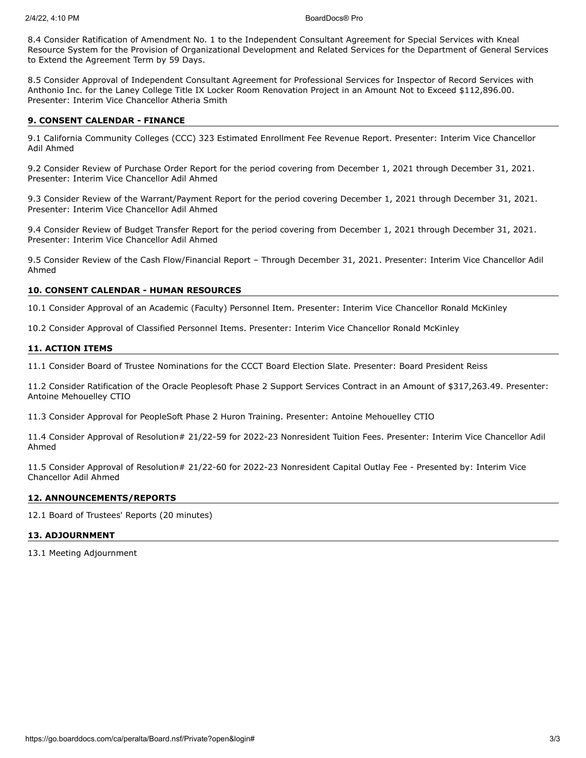8.4 Consider Ratification of Amendment No. 1 to the Independent Consultant Agreement for Special Services with Kneal Resource System for the Provision of Organizational Development and Related Services for the Department of General Services to Extend the Agreement Term by 59 Days.

8.5 Consider Approval of Independent Consultant Agreement for Professional Services for Inspector of Record Services with Anthonio Inc. for the Laney College Title IX Locker Room Renovation Project in an Amount Not to Exceed $112,896.00. Presenter: Interim Vice Chancellor Atheria Smith

## 9. CONSENT CALENDAR - FINANCE

9.1 California Community Colleges (CCC) 323 Estimated Enrollment Fee Revenue Report. Presenter: Interim Vice Chancellor Adil Ahmed

9.2 Consider Review of Purchase Order Report for the period covering from December 1, 2021 through December 31, 2021. Presenter: Interim Vice Chancellor Adil Ahmed

9.3 Consider Review of the Warrant/Payment Report for the period covering December 1, 2021 through December 31, 2021. Presenter: Interim Vice Chancellor Adil Ahmed

9.4 Consider Review of Budget Transfer Report for the period covering from December 1, 2021 through December 31, 2021. Presenter: Interim Vice Chancellor Adil Ahmed

9.5 Consider Review of the Cash Flow/Financial Report – Through December 31, 2021. Presenter: Interim Vice Chancellor Adil Ahmed

## 10. CONSENT CALENDAR - HUMAN RESOURCES

10.1 Consider Approval of an Academic (Faculty) Personnel Item. Presenter: Interim Vice Chancellor Ronald McKinley

10.2 Consider Approval of Classified Personnel Items. Presenter: Interim Vice Chancellor Ronald McKinley

## 11. ACTION ITEMS

11.1 Consider Board of Trustee Nominations for the CCCT Board Election Slate. Presenter: Board President Reiss

11.2 Consider Ratification of the Oracle Peoplesoft Phase 2 Support Services Contract in an Amount of $317,263.49. Presenter: Antoine Mehouelley CTIO

11.3 Consider Approval for PeopleSoft Phase 2 Huron Training. Presenter: Antoine Mehouelley CTIO

11.4 Consider Approval of Resolution# 21/22-59 for 2022-23 Nonresident Tuition Fees. Presenter: Interim Vice Chancellor Adil Ahmed

11.5 Consider Approval of Resolution# 21/22-60 for 2022-23 Nonresident Capital Outlay Fee - Presented by: Interim Vice Chancellor Adil Ahmed

## 12. ANNOUNCEMENTS/REPORTS

12.1 Board of Trustees' Reports (20 minutes)

## 13. ADJOURNMENT

13.1 Meeting Adjournment